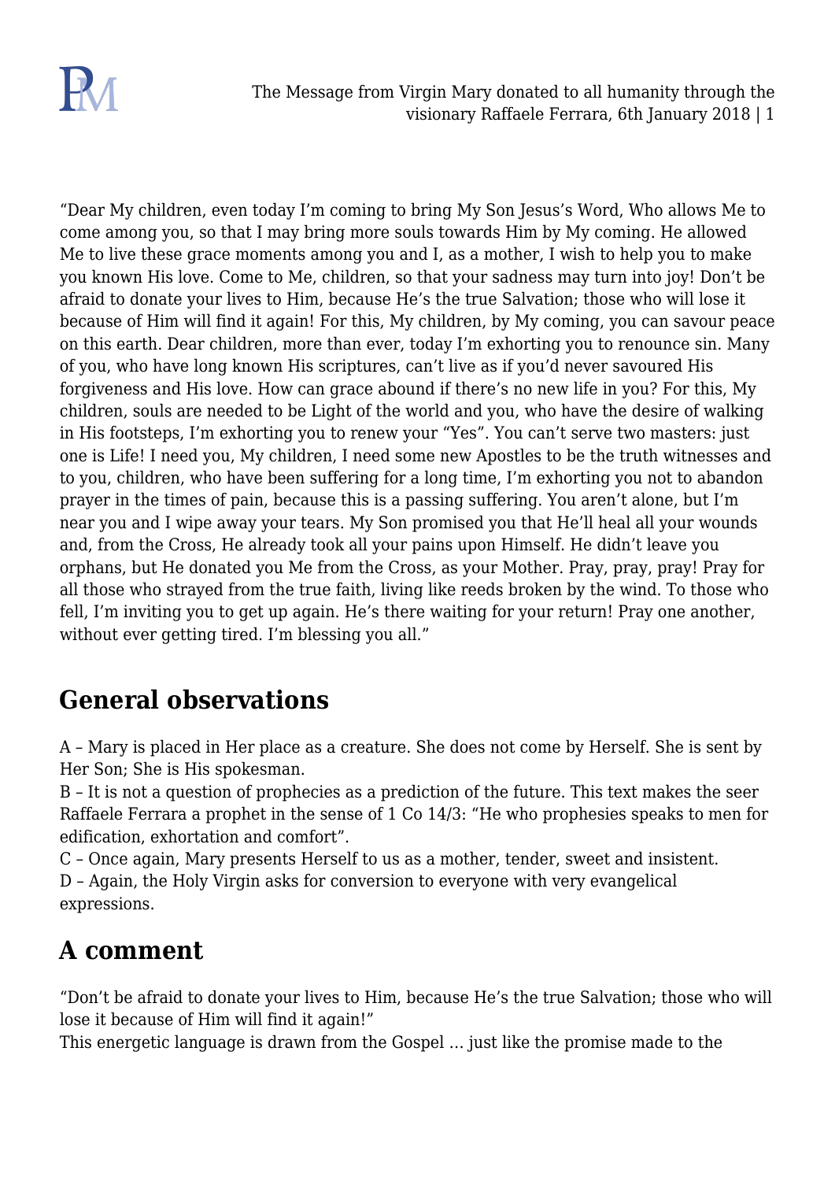“Dear My children, even today I’m coming to bring My Son Jesus’s Word, Who allows Me to come among you, so that I may bring more souls towards Him by My coming. He allowed Me to live these grace moments among you and I, as a mother, I wish to help you to make you known His love. Come to Me, children, so that your sadness may turn into joy! Don’t be afraid to donate your lives to Him, because He’s the true Salvation; those who will lose it because of Him will find it again! For this, My children, by My coming, you can savour peace on this earth. Dear children, more than ever, today I’m exhorting you to renounce sin. Many of you, who have long known His scriptures, can’t live as if you’d never savoured His forgiveness and His love. How can grace abound if there’s no new life in you? For this, My children, souls are needed to be Light of the world and you, who have the desire of walking in His footsteps, I’m exhorting you to renew your “Yes”. You can’t serve two masters: just one is Life! I need you, My children, I need some new Apostles to be the truth witnesses and to you, children, who have been suffering for a long time, I’m exhorting you not to abandon prayer in the times of pain, because this is a passing suffering. You aren’t alone, but I’m near you and I wipe away your tears. My Son promised you that He’ll heal all your wounds and, from the Cross, He already took all your pains upon Himself. He didn’t leave you orphans, but He donated you Me from the Cross, as your Mother. Pray, pray, pray! Pray for all those who strayed from the true faith, living like reeds broken by the wind. To those who fell, I’m inviting you to get up again. He’s there waiting for your return! Pray one another, without ever getting tired. I’m blessing you all.”

## General observations

A – Mary is placed in Her place as a creature. She does not come by Herself. She is sent by Her Son; She is His spokesman.
B – It is not a question of prophecies as a prediction of the future. This text makes the seer Raffaele Ferrara a prophet in the sense of 1 Co 14/3: “He who prophesies speaks to men for edification, exhortation and comfort”.
C – Once again, Mary presents Herself to us as a mother, tender, sweet and insistent.
D – Again, the Holy Virgin asks for conversion to everyone with very evangelical expressions.

## A comment

“Don’t be afraid to donate your lives to Him, because He’s the true Salvation; those who will lose it because of Him will find it again!”
This energetic language is drawn from the Gospel … just like the promise made to the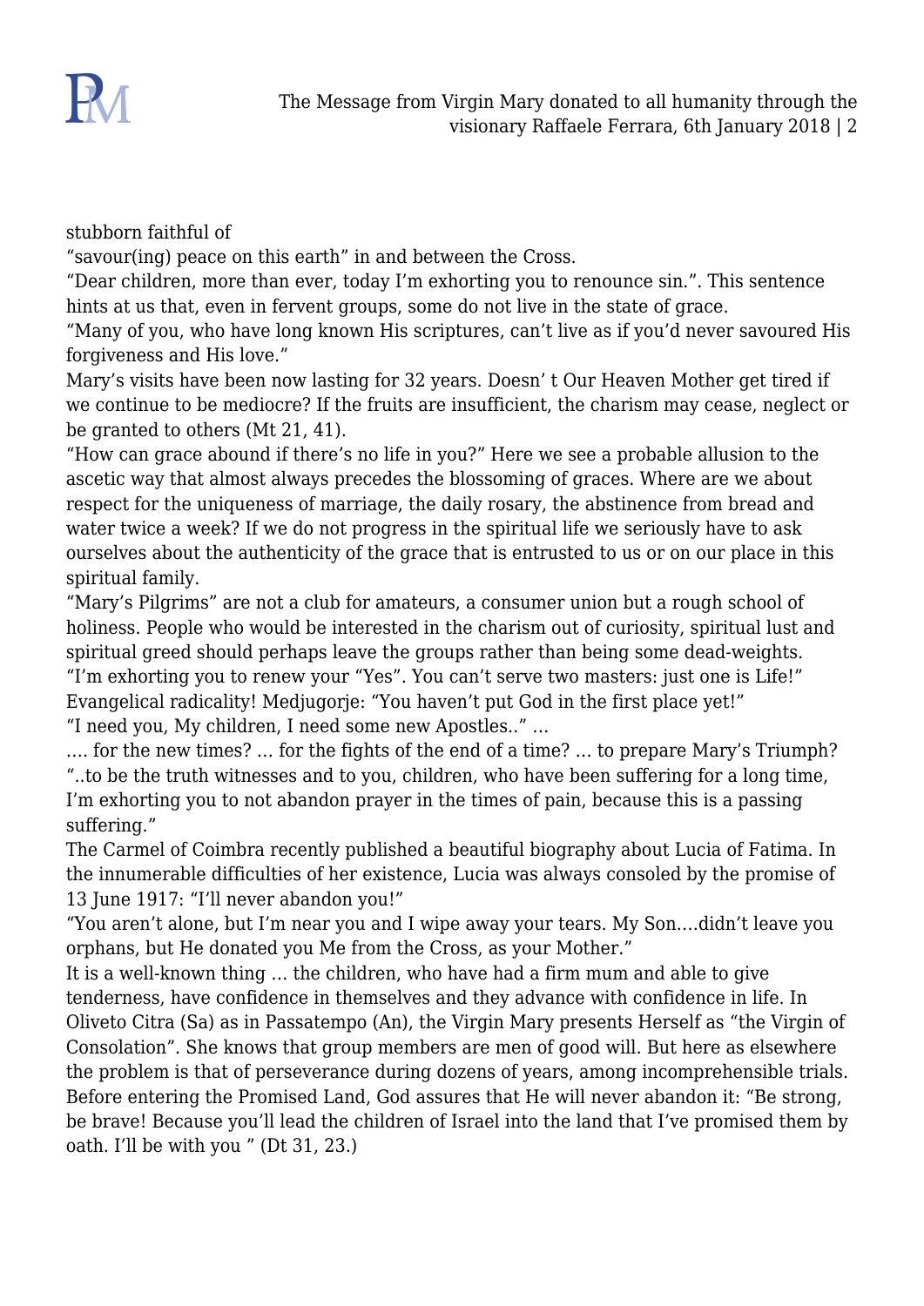stubborn faithful of
“savour(ing) peace on this earth” in and between the Cross.
“Dear children, more than ever, today I’m exhorting you to renounce sin.”. This sentence hints at us that, even in fervent groups, some do not live in the state of grace.
“Many of you, who have long known His scriptures, can’t live as if you’d never savoured His forgiveness and His love.”
Mary’s visits have been now lasting for 32 years. Doesn’ t Our Heaven Mother get tired if we continue to be mediocre? If the fruits are insufficient, the charism may cease, neglect or be granted to others (Mt 21, 41).
“How can grace abound if there’s no life in you?” Here we see a probable allusion to the ascetic way that almost always precedes the blossoming of graces. Where are we about respect for the uniqueness of marriage, the daily rosary, the abstinence from bread and water twice a week? If we do not progress in the spiritual life we seriously have to ask ourselves about the authenticity of the grace that is entrusted to us or on our place in this spiritual family.
“Mary’s Pilgrims” are not a club for amateurs, a consumer union but a rough school of holiness. People who would be interested in the charism out of curiosity, spiritual lust and spiritual greed should perhaps leave the groups rather than being some dead-weights.
“I’m exhorting you to renew your “Yes”. You can’t serve two masters: just one is Life!”
Evangelical radicality! Medjugorje: “You haven’t put God in the first place yet!”
“I need you, My children, I need some new Apostles..” …
…. for the new times? … for the fights of the end of a time? … to prepare Mary’s Triumph?
“..to be the truth witnesses and to you, children, who have been suffering for a long time, I’m exhorting you to not abandon prayer in the times of pain, because this is a passing suffering.”
The Carmel of Coimbra recently published a beautiful biography about Lucia of Fatima. In the innumerable difficulties of her existence, Lucia was always consoled by the promise of 13 June 1917: “I’ll never abandon you!”
“You aren’t alone, but I’m near you and I wipe away your tears. My Son….didn’t leave you orphans, but He donated you Me from the Cross, as your Mother.”
It is a well-known thing … the children, who have had a firm mum and able to give tenderness, have confidence in themselves and they advance with confidence in life. In Oliveto Citra (Sa) as in Passatempo (An), the Virgin Mary presents Herself as “the Virgin of Consolation”. She knows that group members are men of good will. But here as elsewhere the problem is that of perseverance during dozens of years, among incomprehensible trials. Before entering the Promised Land, God assures that He will never abandon it: “Be strong, be brave! Because you’ll lead the children of Israel into the land that I’ve promised them by oath. I’ll be with you ” (Dt 31, 23.)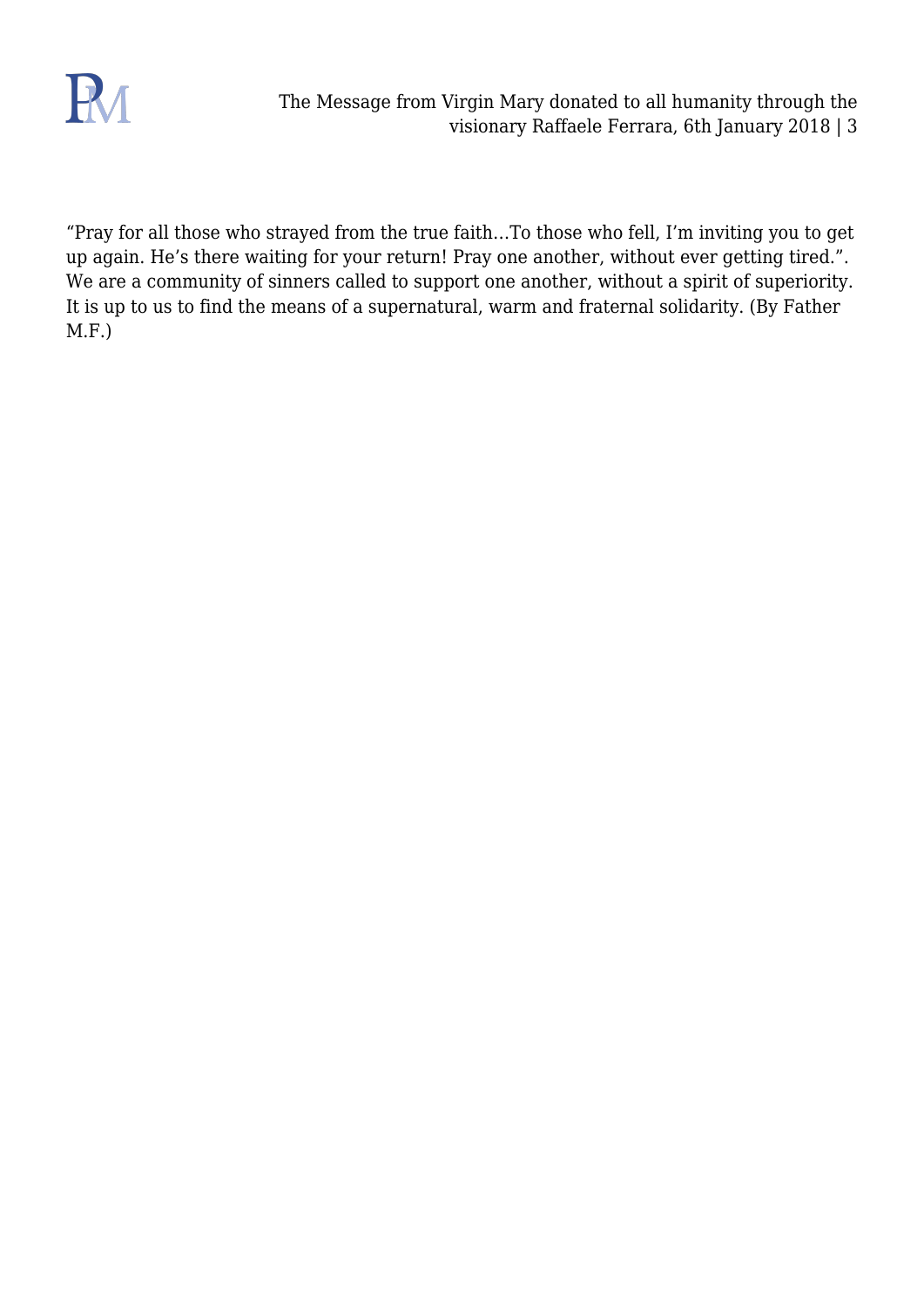"Pray for all those who strayed from the true faith…To those who fell, I'm inviting you to get up again. He's there waiting for your return! Pray one another, without ever getting tired.". We are a community of sinners called to support one another, without a spirit of superiority. It is up to us to find the means of a supernatural, warm and fraternal solidarity. (By Father M.F.)